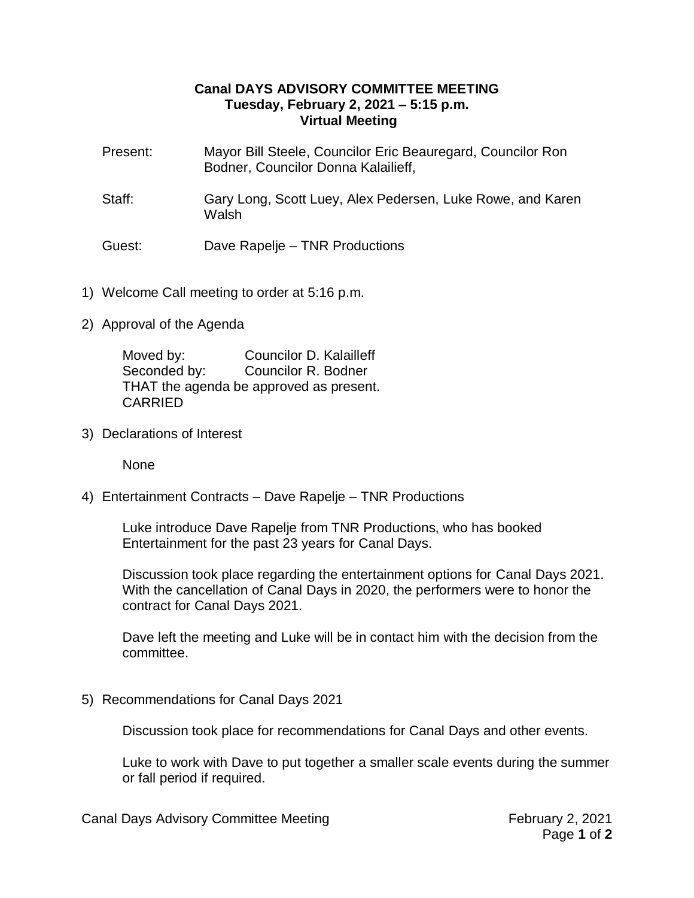**Canal DAYS ADVISORY COMMITTEE MEETING**
**Tuesday, February 2, 2021 – 5:15 p.m.**
**Virtual Meeting**

Present: Mayor Bill Steele, Councilor Eric Beauregard, Councilor Ron Bodner, Councilor Donna Kalailieff,

Staff: Gary Long, Scott Luey, Alex Pedersen, Luke Rowe, and Karen Walsh

Guest: Dave Rapelje – TNR Productions

1) Welcome Call meeting to order at 5:16 p.m.

2) Approval of the Agenda

   Moved by: Councilor D. Kalailleff
   Seconded by: Councilor R. Bodner
   THAT the agenda be approved as present.
   CARRIED

3) Declarations of Interest

   None

4) Entertainment Contracts – Dave Rapelje – TNR Productions

   Luke introduce Dave Rapelje from TNR Productions, who has booked Entertainment for the past 23 years for Canal Days.

   Discussion took place regarding the entertainment options for Canal Days 2021. With the cancellation of Canal Days in 2020, the performers were to honor the contract for Canal Days 2021.

   Dave left the meeting and Luke will be in contact him with the decision from the committee.

5) Recommendations for Canal Days 2021

   Discussion took place for recommendations for Canal Days and other events.

   Luke to work with Dave to put together a smaller scale events during the summer or fall period if required.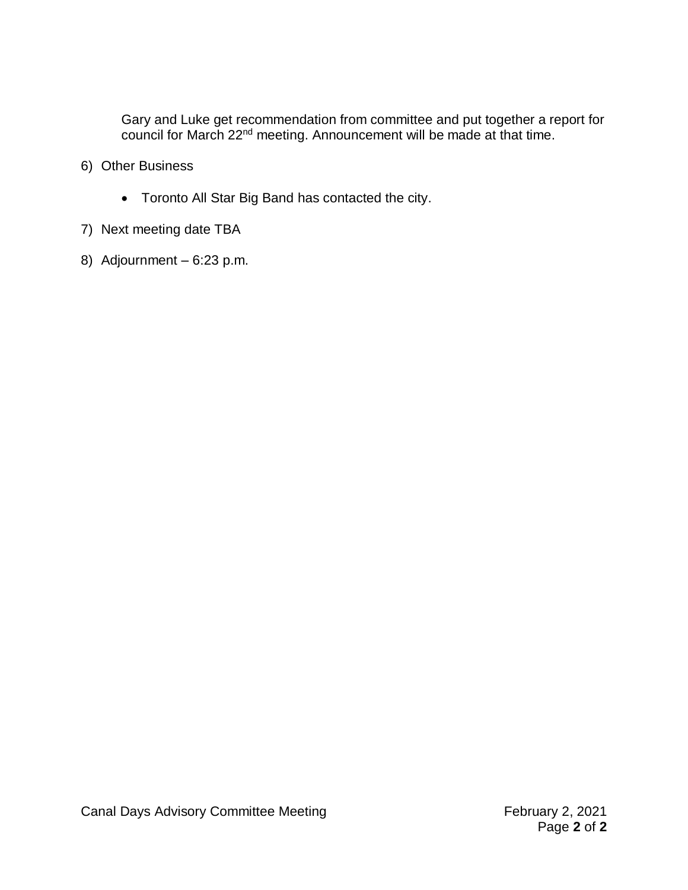Gary and Luke get recommendation from committee and put together a report for council for March 22nd meeting. Announcement will be made at that time.

6) Other Business

   - Toronto All Star Big Band has contacted the city.

7) Next meeting date TBA

8) Adjournment – 6:23 p.m.